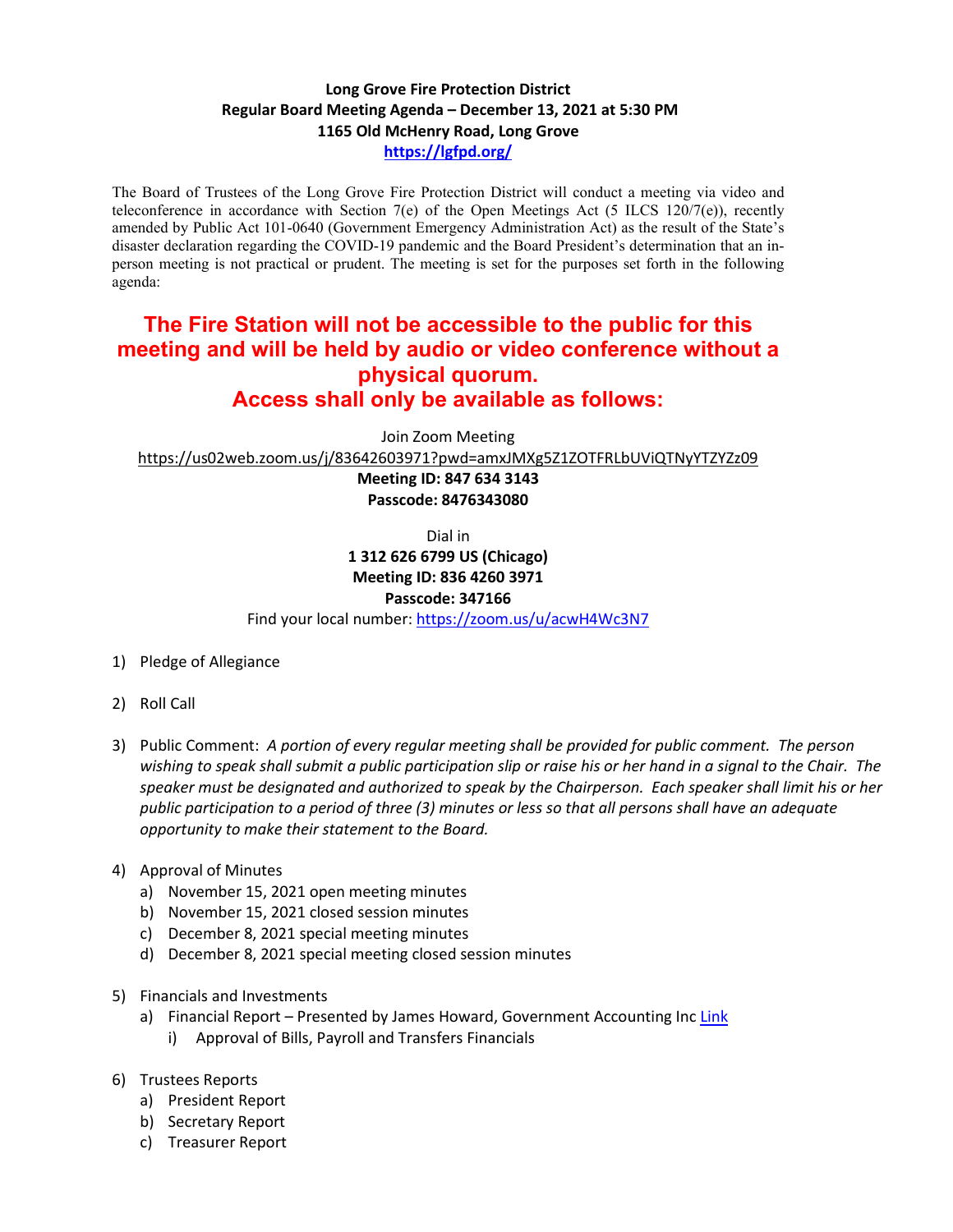**Long Grove Fire Protection District**
**Regular Board Meeting Agenda – December 13, 2021 at 5:30 PM**
**1165 Old McHenry Road, Long Grove**
**https://lgfpd.org/**

The Board of Trustees of the Long Grove Fire Protection District will conduct a meeting via video and teleconference in accordance with Section 7(e) of the Open Meetings Act (5 ILCS 120/7(e)), recently amended by Public Act 101-0640 (Government Emergency Administration Act) as the result of the State's disaster declaration regarding the COVID-19 pandemic and the Board President's determination that an in-person meeting is not practical or prudent. The meeting is set for the purposes set forth in the following agenda:

## The Fire Station will not be accessible to the public for this meeting and will be held by audio or video conference without a physical quorum. Access shall only be available as follows:

Join Zoom Meeting
https://us02web.zoom.us/j/83642603971?pwd=amxJMXg5Z1ZOTFRLbUViQTNyYTZYZz09
**Meeting ID: 847 634 3143**
**Passcode: 8476343080**

Dial in
**1 312 626 6799 US (Chicago)**
**Meeting ID: 836 4260 3971**
**Passcode: 347166**
Find your local number: https://zoom.us/u/acwH4Wc3N7

1) Pledge of Allegiance

2) Roll Call

3) Public Comment: *A portion of every regular meeting shall be provided for public comment. The person wishing to speak shall submit a public participation slip or raise his or her hand in a signal to the Chair. The speaker must be designated and authorized to speak by the Chairperson. Each speaker shall limit his or her public participation to a period of three (3) minutes or less so that all persons shall have an adequate opportunity to make their statement to the Board.*

4) Approval of Minutes
   a) November 15, 2021 open meeting minutes
   b) November 15, 2021 closed session minutes
   c) December 8, 2021 special meeting minutes
   d) December 8, 2021 special meeting closed session minutes

5) Financials and Investments
   a) Financial Report – Presented by James Howard, Government Accounting Inc Link
      i) Approval of Bills, Payroll and Transfers Financials

6) Trustees Reports
   a) President Report
   b) Secretary Report
   c) Treasurer Report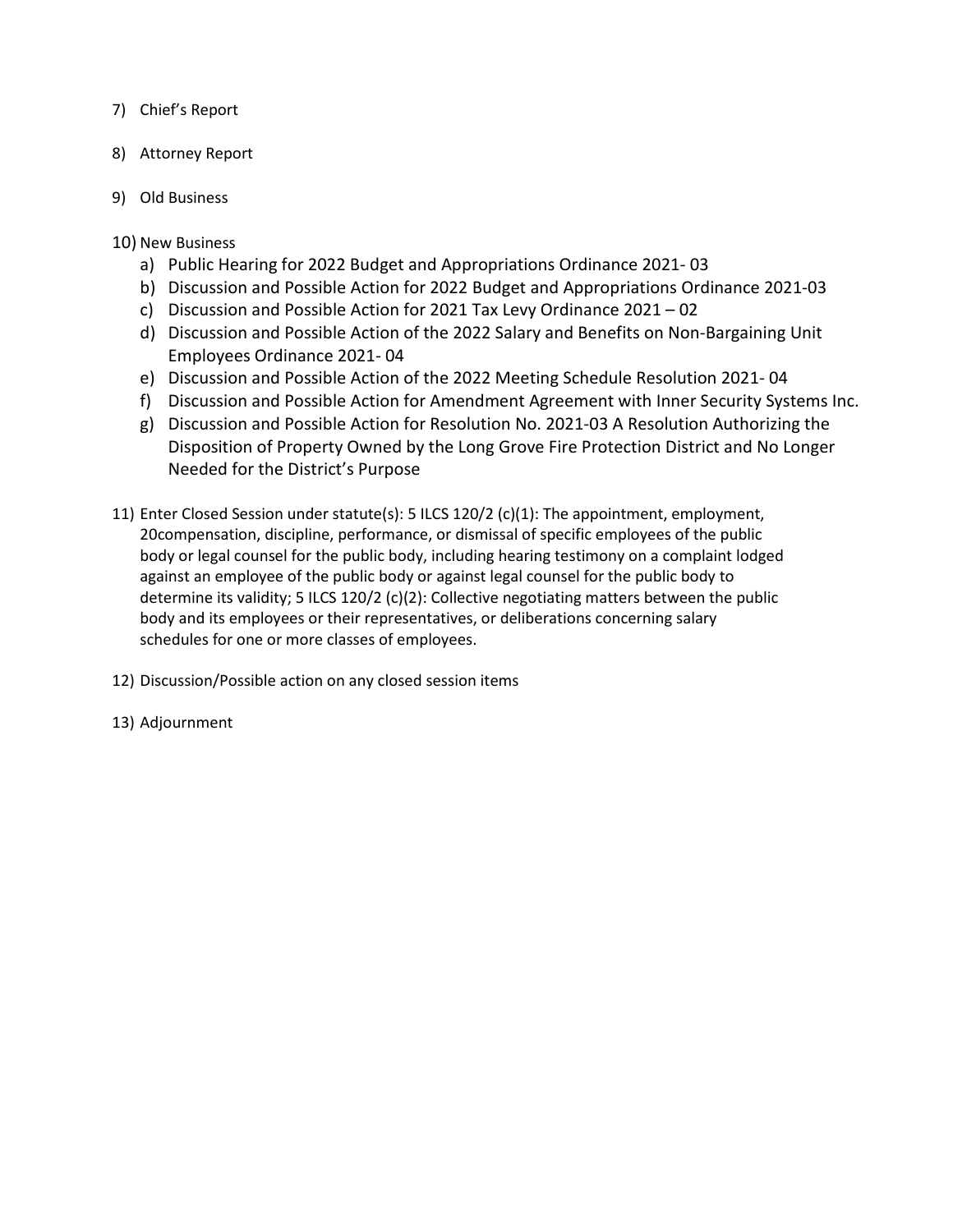7) Chief's Report

8) Attorney Report

9) Old Business

10) New Business
    a) Public Hearing for 2022 Budget and Appropriations Ordinance 2021- 03
    b) Discussion and Possible Action for 2022 Budget and Appropriations Ordinance 2021-03
    c) Discussion and Possible Action for 2021 Tax Levy Ordinance 2021 – 02
    d) Discussion and Possible Action of the 2022 Salary and Benefits on Non-Bargaining Unit Employees Ordinance 2021- 04
    e) Discussion and Possible Action of the 2022 Meeting Schedule Resolution 2021- 04
    f) Discussion and Possible Action for Amendment Agreement with Inner Security Systems Inc.
    g) Discussion and Possible Action for Resolution No. 2021-03 A Resolution Authorizing the Disposition of Property Owned by the Long Grove Fire Protection District and No Longer Needed for the District's Purpose

11) Enter Closed Session under statute(s): 5 ILCS 120/2 (c)(1): The appointment, employment, 20compensation, discipline, performance, or dismissal of specific employees of the public body or legal counsel for the public body, including hearing testimony on a complaint lodged against an employee of the public body or against legal counsel for the public body to determine its validity; 5 ILCS 120/2 (c)(2): Collective negotiating matters between the public body and its employees or their representatives, or deliberations concerning salary schedules for one or more classes of employees.

12) Discussion/Possible action on any closed session items

13) Adjournment